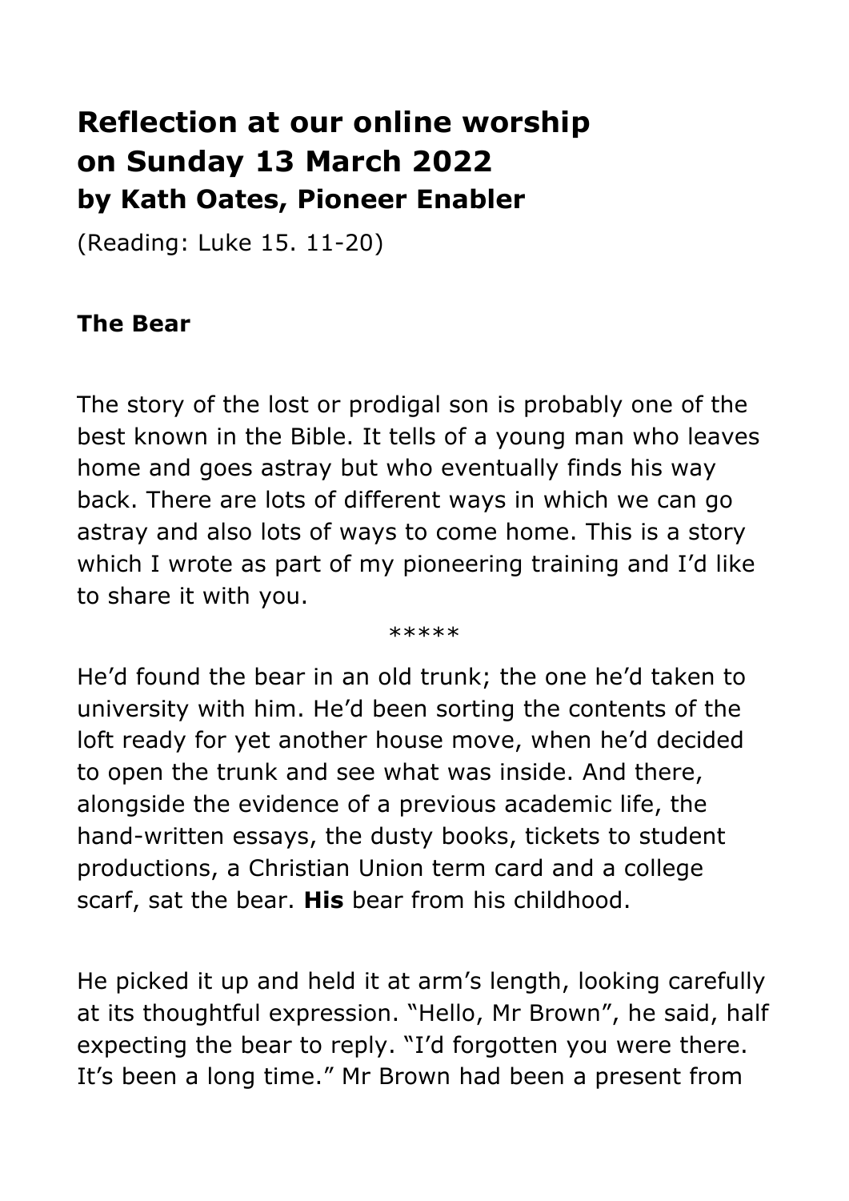# Reflection at our online worship on Sunday 13 March 2022
## by Kath Oates, Pioneer Enabler

(Reading: Luke 15. 11-20)

### The Bear

The story of the lost or prodigal son is probably one of the best known in the Bible. It tells of a young man who leaves home and goes astray but who eventually finds his way back. There are lots of different ways in which we can go astray and also lots of ways to come home. This is a story which I wrote as part of my pioneering training and I'd like to share it with you.

*****

He'd found the bear in an old trunk; the one he'd taken to university with him. He'd been sorting the contents of the loft ready for yet another house move, when he'd decided to open the trunk and see what was inside. And there, alongside the evidence of a previous academic life, the hand-written essays, the dusty books, tickets to student productions, a Christian Union term card and a college scarf, sat the bear. **His** bear from his childhood.

He picked it up and held it at arm's length, looking carefully at its thoughtful expression. "Hello, Mr Brown", he said, half expecting the bear to reply. "I'd forgotten you were there. It's been a long time." Mr Brown had been a present from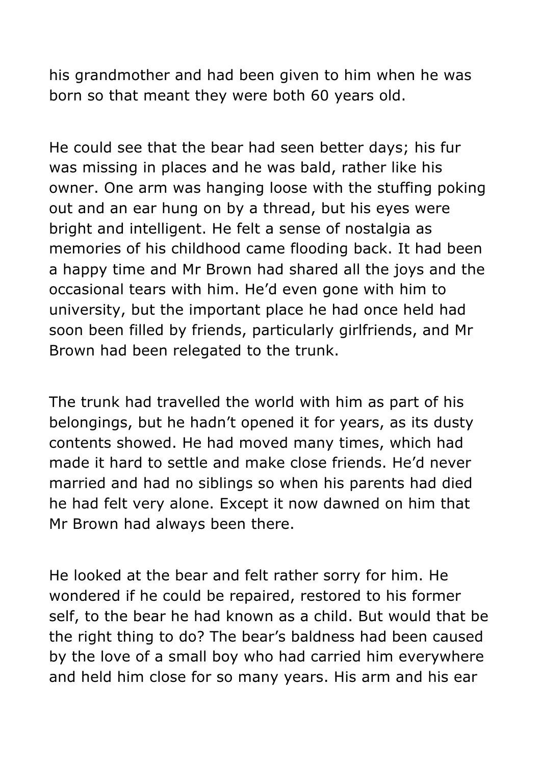his grandmother and had been given to him when he was born so that meant they were both 60 years old.

He could see that the bear had seen better days; his fur was missing in places and he was bald, rather like his owner. One arm was hanging loose with the stuffing poking out and an ear hung on by a thread, but his eyes were bright and intelligent. He felt a sense of nostalgia as memories of his childhood came flooding back. It had been a happy time and Mr Brown had shared all the joys and the occasional tears with him. He'd even gone with him to university, but the important place he had once held had soon been filled by friends, particularly girlfriends, and Mr Brown had been relegated to the trunk.

The trunk had travelled the world with him as part of his belongings, but he hadn't opened it for years, as its dusty contents showed. He had moved many times, which had made it hard to settle and make close friends. He'd never married and had no siblings so when his parents had died he had felt very alone. Except it now dawned on him that Mr Brown had always been there.

He looked at the bear and felt rather sorry for him. He wondered if he could be repaired, restored to his former self, to the bear he had known as a child. But would that be the right thing to do? The bear's baldness had been caused by the love of a small boy who had carried him everywhere and held him close for so many years. His arm and his ear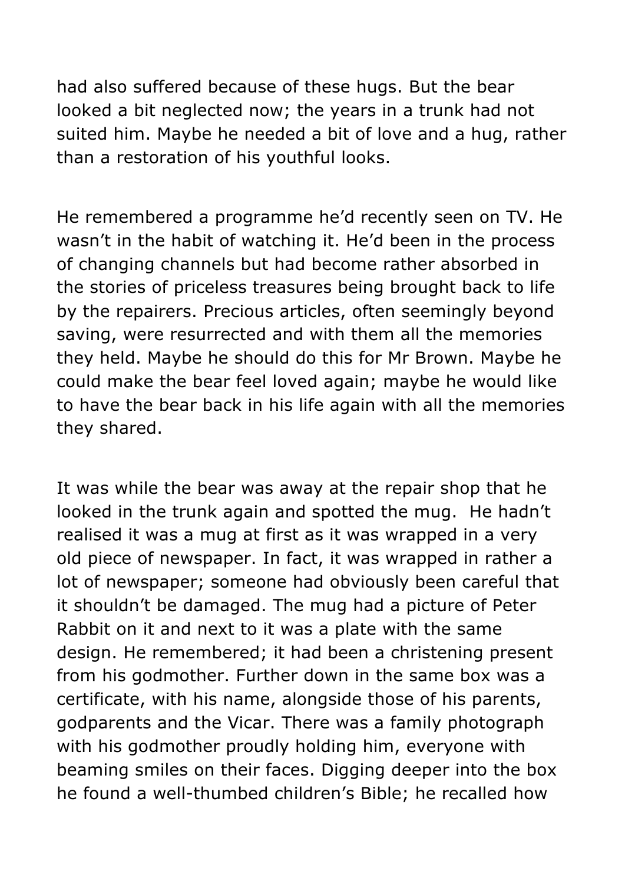had also suffered because of these hugs. But the bear looked a bit neglected now; the years in a trunk had not suited him. Maybe he needed a bit of love and a hug, rather than a restoration of his youthful looks.

He remembered a programme he'd recently seen on TV. He wasn't in the habit of watching it. He'd been in the process of changing channels but had become rather absorbed in the stories of priceless treasures being brought back to life by the repairers. Precious articles, often seemingly beyond saving, were resurrected and with them all the memories they held. Maybe he should do this for Mr Brown. Maybe he could make the bear feel loved again; maybe he would like to have the bear back in his life again with all the memories they shared.

It was while the bear was away at the repair shop that he looked in the trunk again and spotted the mug. He hadn't realised it was a mug at first as it was wrapped in a very old piece of newspaper. In fact, it was wrapped in rather a lot of newspaper; someone had obviously been careful that it shouldn't be damaged. The mug had a picture of Peter Rabbit on it and next to it was a plate with the same design. He remembered; it had been a christening present from his godmother. Further down in the same box was a certificate, with his name, alongside those of his parents, godparents and the Vicar. There was a family photograph with his godmother proudly holding him, everyone with beaming smiles on their faces. Digging deeper into the box he found a well-thumbed children's Bible; he recalled how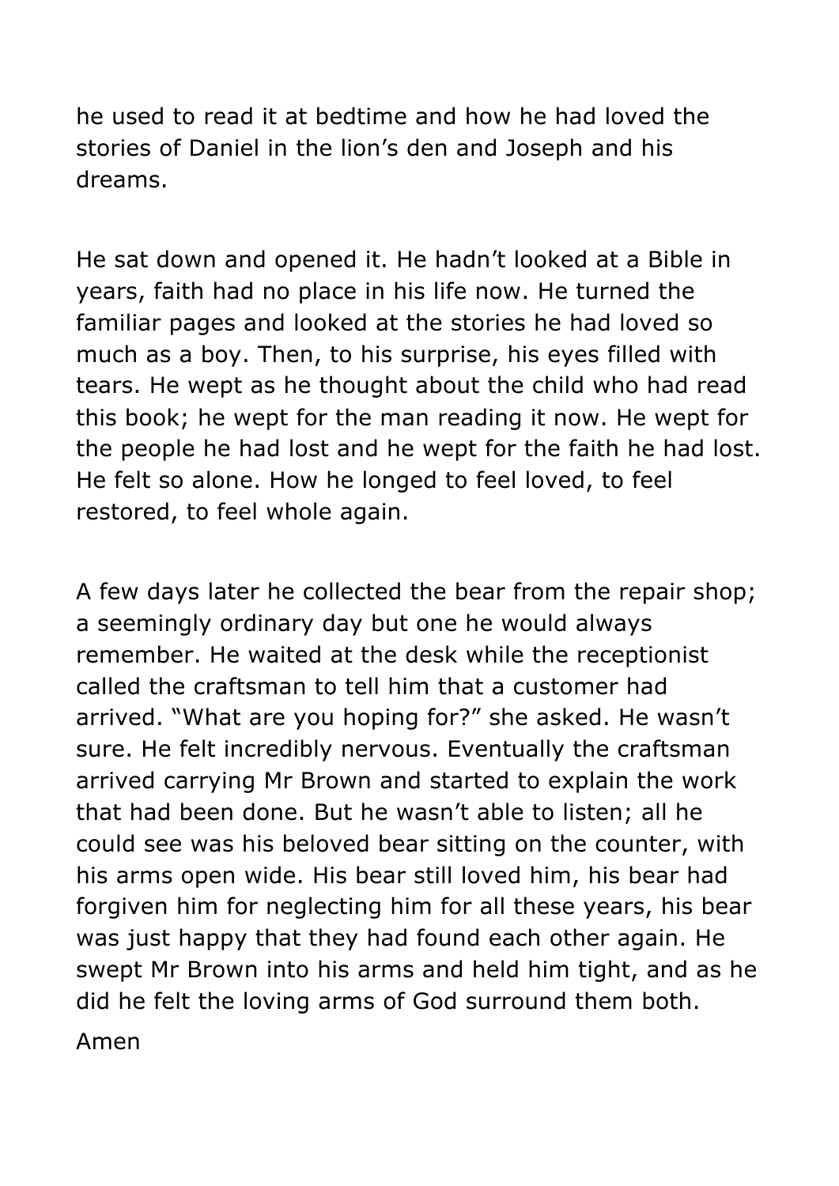he used to read it at bedtime and how he had loved the stories of Daniel in the lion's den and Joseph and his dreams.

He sat down and opened it. He hadn't looked at a Bible in years, faith had no place in his life now. He turned the familiar pages and looked at the stories he had loved so much as a boy. Then, to his surprise, his eyes filled with tears. He wept as he thought about the child who had read this book; he wept for the man reading it now. He wept for the people he had lost and he wept for the faith he had lost. He felt so alone. How he longed to feel loved, to feel restored, to feel whole again.

A few days later he collected the bear from the repair shop; a seemingly ordinary day but one he would always remember. He waited at the desk while the receptionist called the craftsman to tell him that a customer had arrived. "What are you hoping for?" she asked. He wasn't sure. He felt incredibly nervous. Eventually the craftsman arrived carrying Mr Brown and started to explain the work that had been done. But he wasn't able to listen; all he could see was his beloved bear sitting on the counter, with his arms open wide. His bear still loved him, his bear had forgiven him for neglecting him for all these years, his bear was just happy that they had found each other again. He swept Mr Brown into his arms and held him tight, and as he did he felt the loving arms of God surround them both.

Amen